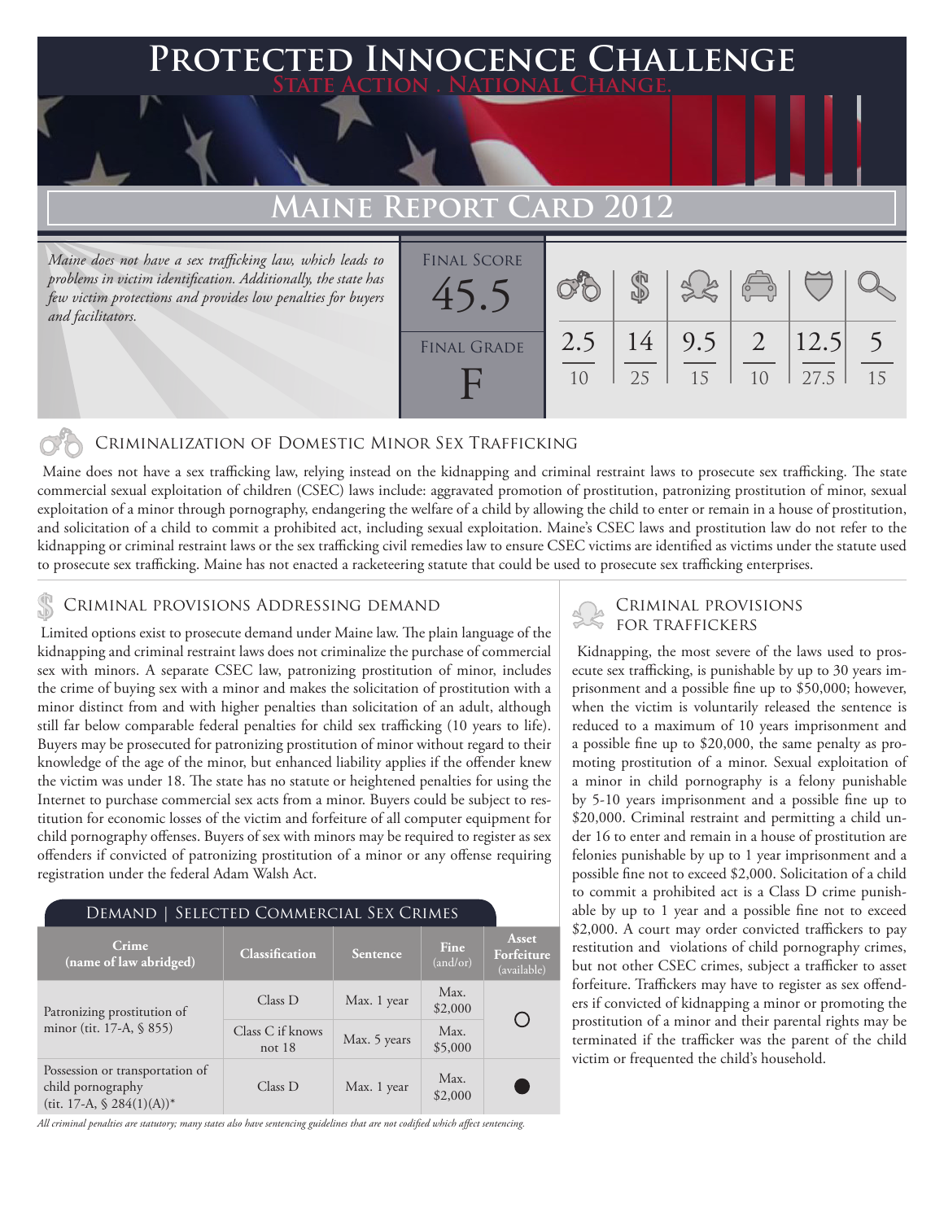# Protected Innocence Challenge

**State Action . National Change.**

## Maine Report Card 2012

*Maine does not have a sex trafficking law, which leads to problems in victim identification. Additionally, the state has few victim protections and provides low penalties for buyers and facilitators.*

| Final Score | Final Grade | | | | | | |
|---|---|---|---|---|---|---|---|
| 45.5 | F | 2.5/10 | 14/25 | 9.5/15 | 2/10 | 12.5/27.5 | 5/15 |

### Criminalization of Domestic Minor Sex Trafficking

Maine does not have a sex trafficking law, relying instead on the kidnapping and criminal restraint laws to prosecute sex trafficking. The state commercial sexual exploitation of children (CSEC) laws include: aggravated promotion of prostitution, patronizing prostitution of minor, sexual exploitation of a minor through pornography, endangering the welfare of a child by allowing the child to enter or remain in a house of prostitution, and solicitation of a child to commit a prohibited act, including sexual exploitation. Maine's CSEC laws and prostitution law do not refer to the kidnapping or criminal restraint laws or the sex trafficking civil remedies law to ensure CSEC victims are identified as victims under the statute used to prosecute sex trafficking. Maine has not enacted a racketeering statute that could be used to prosecute sex trafficking enterprises.

### Criminal provisions Addressing demand

Limited options exist to prosecute demand under Maine law. The plain language of the kidnapping and criminal restraint laws does not criminalize the purchase of commercial sex with minors. A separate CSEC law, patronizing prostitution of minor, includes the crime of buying sex with a minor and makes the solicitation of prostitution with a minor distinct from and with higher penalties than solicitation of an adult, although still far below comparable federal penalties for child sex trafficking (10 years to life). Buyers may be prosecuted for patronizing prostitution of minor without regard to their knowledge of the age of the minor, but enhanced liability applies if the offender knew the victim was under 18. The state has no statute or heightened penalties for using the Internet to purchase commercial sex acts from a minor. Buyers could be subject to restitution for economic losses of the victim and forfeiture of all computer equipment for child pornography offenses. Buyers of sex with minors may be required to register as sex offenders if convicted of patronizing prostitution of a minor or any offense requiring registration under the federal Adam Walsh Act.

#### Demand | Selected Commercial Sex Crimes

| Crime (name of law abridged) | Classification | Sentence | Fine (and/or) | Asset Forfeiture (available) |
|---|---|---|---|---|
| Patronizing prostitution of minor (tit. 17-A, § 855) | Class D | Max. 1 year | Max. $2,000 | ○ |
| | Class C if knows not 18 | Max. 5 years | Max. $5,000 | |
| Possession or transportation of child pornography (tit. 17-A, § 284(1)(A))* | Class D | Max. 1 year | Max. $2,000 | ● |

*All criminal penalties are statutory; many states also have sentencing guidelines that are not codified which affect sentencing.*

### Criminal provisions for traffickers

Kidnapping, the most severe of the laws used to prosecute sex trafficking, is punishable by up to 30 years imprisonment and a possible fine up to $50,000; however, when the victim is voluntarily released the sentence is reduced to a maximum of 10 years imprisonment and a possible fine up to $20,000, the same penalty as promoting prostitution of a minor. Sexual exploitation of a minor in child pornography is a felony punishable by 5-10 years imprisonment and a possible fine up to $20,000. Criminal restraint and permitting a child under 16 to enter and remain in a house of prostitution are felonies punishable by up to 1 year imprisonment and a possible fine not to exceed $2,000. Solicitation of a child to commit a prohibited act is a Class D crime punishable by up to 1 year and a possible fine not to exceed $2,000. A court may order convicted traffickers to pay restitution and violations of child pornography crimes, but not other CSEC crimes, subject a trafficker to asset forfeiture. Traffickers may have to register as sex offenders if convicted of kidnapping a minor or promoting the prostitution of a minor and their parental rights may be terminated if the trafficker was the parent of the child victim or frequented the child's household.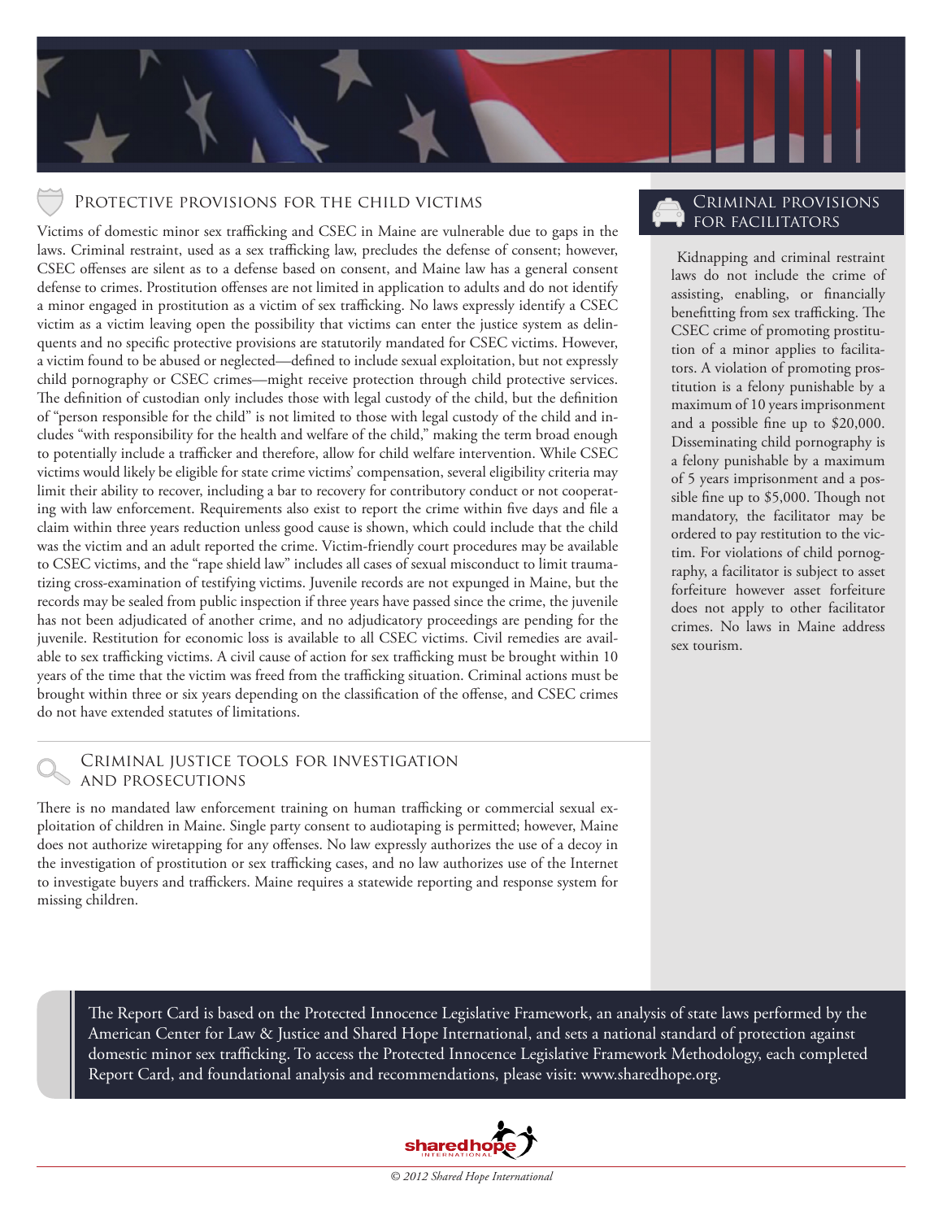## Protective provisions for the child victims

Victims of domestic minor sex trafficking and CSEC in Maine are vulnerable due to gaps in the laws. Criminal restraint, used as a sex trafficking law, precludes the defense of consent; however, CSEC offenses are silent as to a defense based on consent, and Maine law has a general consent defense to crimes. Prostitution offenses are not limited in application to adults and do not identify a minor engaged in prostitution as a victim of sex trafficking. No laws expressly identify a CSEC victim as a victim leaving open the possibility that victims can enter the justice system as delinquents and no specific protective provisions are statutorily mandated for CSEC victims. However, a victim found to be abused or neglected—defined to include sexual exploitation, but not expressly child pornography or CSEC crimes—might receive protection through child protective services. The definition of custodian only includes those with legal custody of the child, but the definition of "person responsible for the child" is not limited to those with legal custody of the child and includes "with responsibility for the health and welfare of the child," making the term broad enough to potentially include a trafficker and therefore, allow for child welfare intervention. While CSEC victims would likely be eligible for state crime victims' compensation, several eligibility criteria may limit their ability to recover, including a bar to recovery for contributory conduct or not cooperating with law enforcement. Requirements also exist to report the crime within five days and file a claim within three years reduction unless good cause is shown, which could include that the child was the victim and an adult reported the crime. Victim-friendly court procedures may be available to CSEC victims, and the "rape shield law" includes all cases of sexual misconduct to limit traumatizing cross-examination of testifying victims. Juvenile records are not expunged in Maine, but the records may be sealed from public inspection if three years have passed since the crime, the juvenile has not been adjudicated of another crime, and no adjudicatory proceedings are pending for the juvenile. Restitution for economic loss is available to all CSEC victims. Civil remedies are available to sex trafficking victims. A civil cause of action for sex trafficking must be brought within 10 years of the time that the victim was freed from the trafficking situation. Criminal actions must be brought within three or six years depending on the classification of the offense, and CSEC crimes do not have extended statutes of limitations.

## Criminal justice tools for investigation and prosecutions

There is no mandated law enforcement training on human trafficking or commercial sexual exploitation of children in Maine. Single party consent to audiotaping is permitted; however, Maine does not authorize wiretapping for any offenses. No law expressly authorizes the use of a decoy in the investigation of prostitution or sex trafficking cases, and no law authorizes use of the Internet to investigate buyers and traffickers. Maine requires a statewide reporting and response system for missing children.

## Criminal provisions for facilitators

Kidnapping and criminal restraint laws do not include the crime of assisting, enabling, or financially benefitting from sex trafficking. The CSEC crime of promoting prostitution of a minor applies to facilitators. A violation of promoting prostitution is a felony punishable by a maximum of 10 years imprisonment and a possible fine up to $20,000. Disseminating child pornography is a felony punishable by a maximum of 5 years imprisonment and a possible fine up to $5,000. Though not mandatory, the facilitator may be ordered to pay restitution to the victim. For violations of child pornography, a facilitator is subject to asset forfeiture however asset forfeiture does not apply to other facilitator crimes. No laws in Maine address sex tourism.

The Report Card is based on the Protected Innocence Legislative Framework, an analysis of state laws performed by the American Center for Law & Justice and Shared Hope International, and sets a national standard of protection against domestic minor sex trafficking. To access the Protected Innocence Legislative Framework Methodology, each completed Report Card, and foundational analysis and recommendations, please visit: www.sharedhope.org.

sharedhope INTERNATIONAL

*© 2012 Shared Hope International*